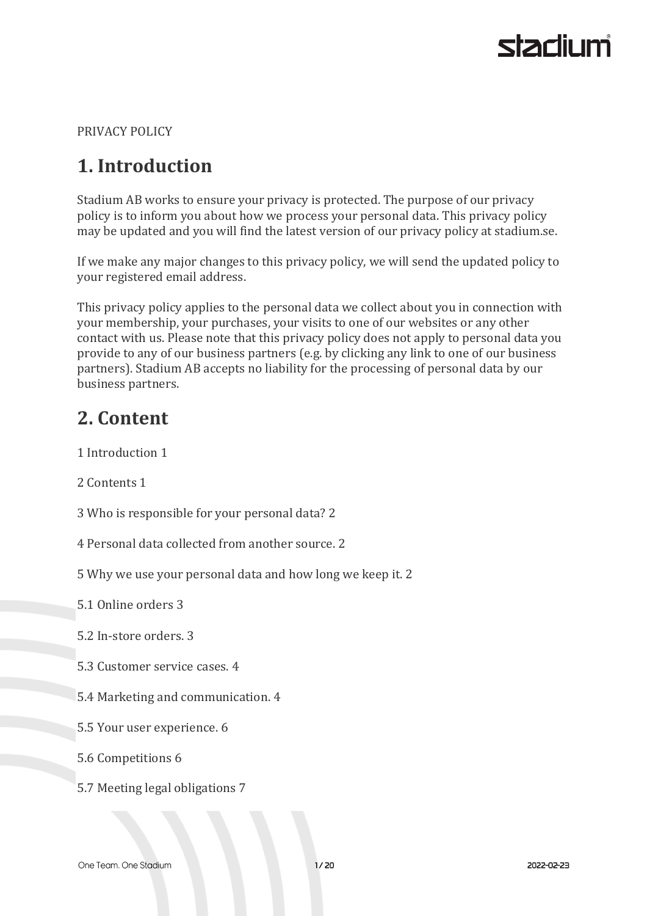PRIVACY POLICY

# 1. Introduction

Stadium AB works to ensure your privacy is protected. The purpose of our privacy policy is to inform you about how we process your personal data. This privacy policy may be updated and you will find the latest version of our privacy policy at stadium.se.

If we make any major changes to this privacy policy, we will send the updated policy to your registered email address.

This privacy policy applies to the personal data we collect about you in connection with your membership, your purchases, your visits to one of our websites or any other contact with us. Please note that this privacy policy does not apply to personal data you provide to any of our business partners (e.g. by clicking any link to one of our business partners). Stadium AB accepts no liability for the processing of personal data by our business partners.

# 2. Content

1 Introduction 1

2 Contents 1

3 Who is responsible for your personal data? 2

4 Personal data collected from another source. 2

5 Why we use your personal data and how long we keep it. 2

5.1 Online orders 3

5.2 In-store orders. 3

5.3 Customer service cases. 4

5.4 Marketing and communication. 4

5.5 Your user experience. 6

5.6 Competitions 6

5.7 Meeting legal obligations 7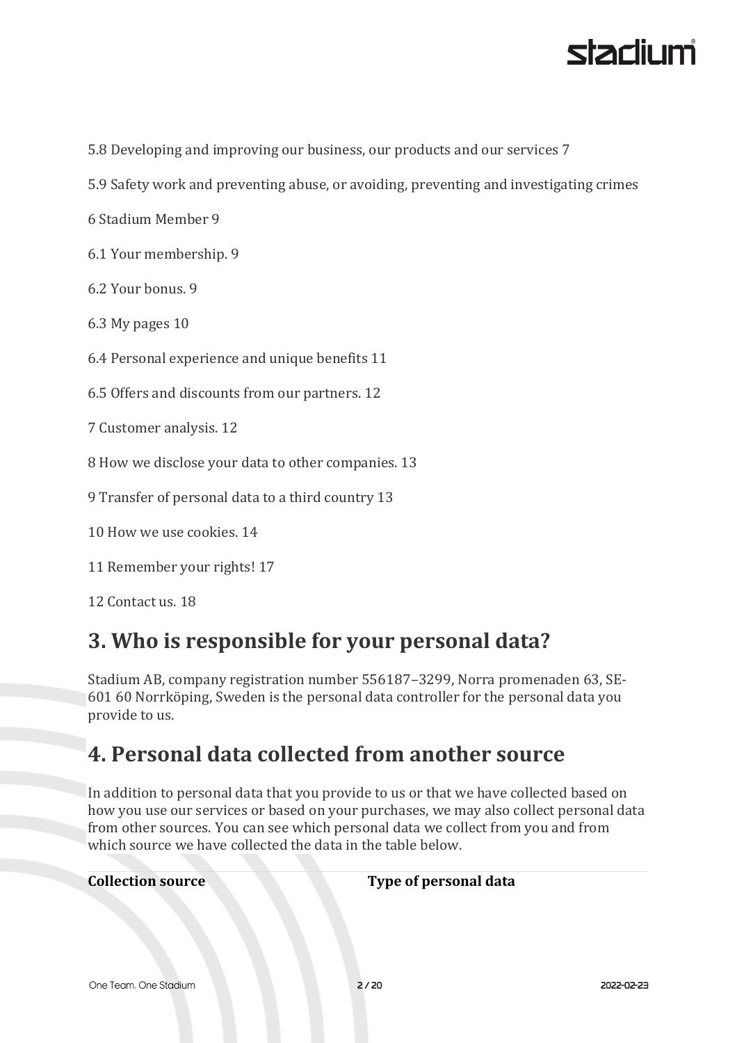5.8 Developing and improving our business, our products and our services 7

5.9 Safety work and preventing abuse, or avoiding, preventing and investigating crimes

6 Stadium Member 9

6.1 Your membership. 9

6.2 Your bonus. 9

6.3 My pages 10

6.4 Personal experience and unique benefits 11

6.5 Offers and discounts from our partners. 12

7 Customer analysis. 12

8 How we disclose your data to other companies. 13

9 Transfer of personal data to a third country 13

10 How we use cookies. 14

11 Remember your rights! 17

12 Contact us. 18

## 3. Who is responsible for your personal data?

Stadium AB, company registration number 556187–3299, Norra promenaden 63, SE-601 60 Norrköping, Sweden is the personal data controller for the personal data you provide to us.

## 4. Personal data collected from another source

In addition to personal data that you provide to us or that we have collected based on how you use our services or based on your purchases, we may also collect personal data from other sources. You can see which personal data we collect from you and from which source we have collected the data in the table below.

| Collection source | Type of personal data |
| --- | --- |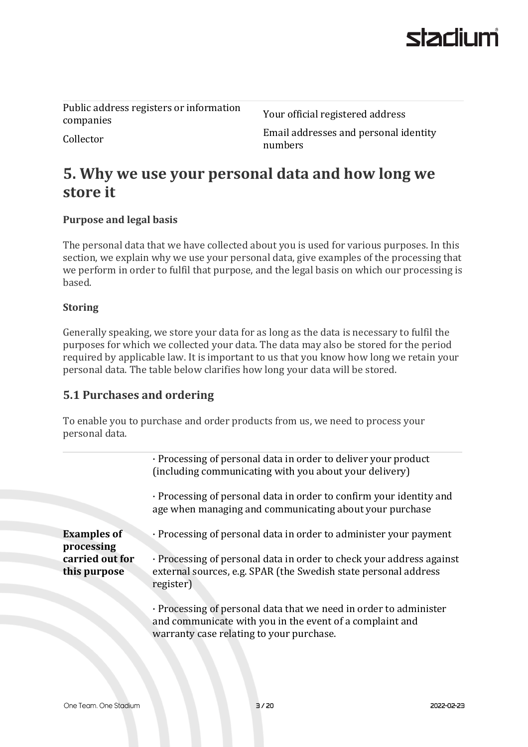| | |
|---|---|
| Public address registers or information companies | Your official registered address |
| Collector | Email addresses and personal identity numbers |

# 5. Why we use your personal data and how long we store it

**Purpose and legal basis**

The personal data that we have collected about you is used for various purposes. In this section, we explain why we use your personal data, give examples of the processing that we perform in order to fulfil that purpose, and the legal basis on which our processing is based.

**Storing**

Generally speaking, we store your data for as long as the data is necessary to fulfil the purposes for which we collected your data. The data may also be stored for the period required by applicable law. It is important to us that you know how long we retain your personal data. The table below clarifies how long your data will be stored.

## 5.1 Purchases and ordering

To enable you to purchase and order products from us, we need to process your personal data.

| | |
|---|---|
| **Examples of processing carried out for this purpose** | · Processing of personal data in order to deliver your product (including communicating with you about your delivery)<br><br>· Processing of personal data in order to confirm your identity and age when managing and communicating about your purchase<br><br>· Processing of personal data in order to administer your payment<br><br>· Processing of personal data in order to check your address against external sources, e.g. SPAR (the Swedish state personal address register)<br><br>· Processing of personal data that we need in order to administer and communicate with you in the event of a complaint and warranty case relating to your purchase. |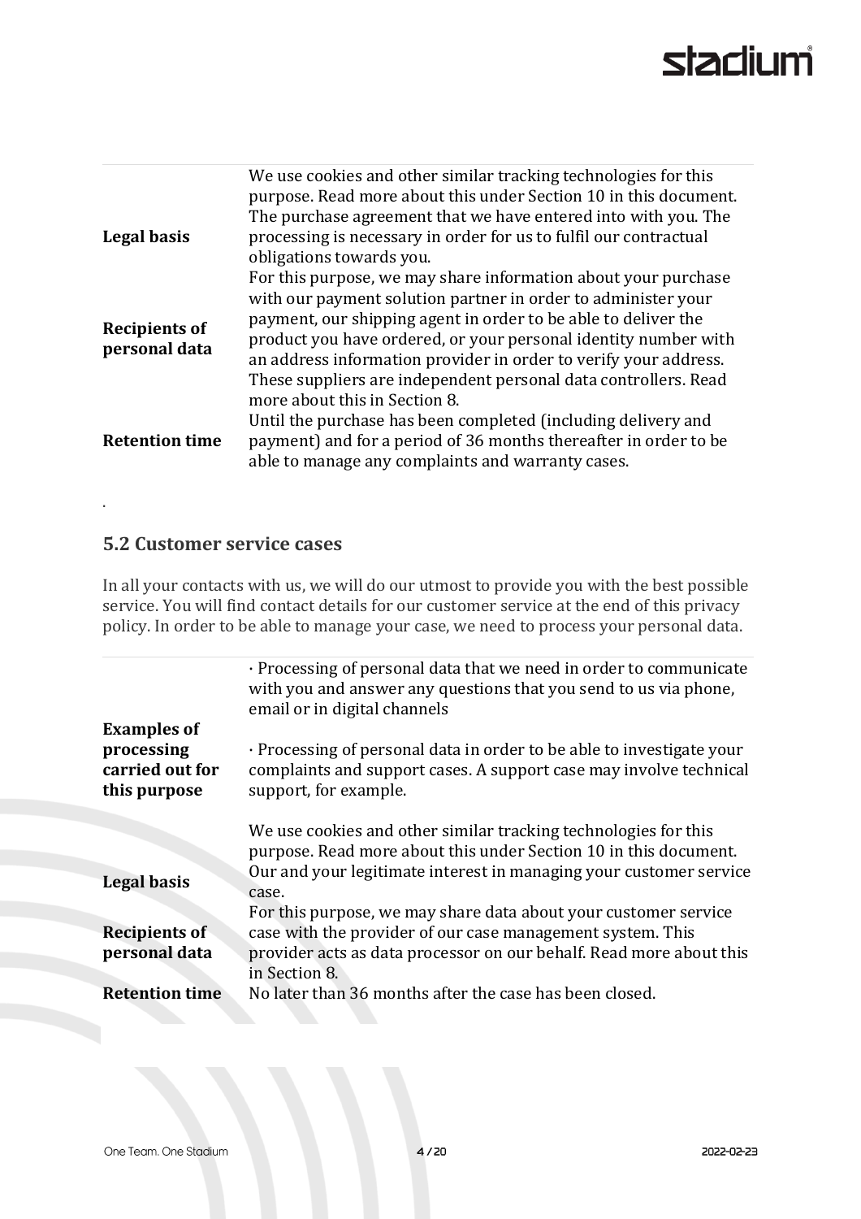| | |
|---|---|
| | We use cookies and other similar tracking technologies for this purpose. Read more about this under Section 10 in this document. |
| **Legal basis** | The purchase agreement that we have entered into with you. The processing is necessary in order for us to fulfil our contractual obligations towards you. |
| **Recipients of personal data** | For this purpose, we may share information about your purchase with our payment solution partner in order to administer your payment, our shipping agent in order to be able to deliver the product you have ordered, or your personal identity number with an address information provider in order to verify your address. These suppliers are independent personal data controllers. Read more about this in Section 8. |
| **Retention time** | Until the purchase has been completed (including delivery and payment) and for a period of 36 months thereafter in order to be able to manage any complaints and warranty cases. |

.

## 5.2 Customer service cases

In all your contacts with us, we will do our utmost to provide you with the best possible service. You will find contact details for our customer service at the end of this privacy policy. In order to be able to manage your case, we need to process your personal data.

| | |
|---|---|
| **Examples of processing carried out for this purpose** | · Processing of personal data that we need in order to communicate with you and answer any questions that you send to us via phone, email or in digital channels<br><br>· Processing of personal data in order to be able to investigate your complaints and support cases. A support case may involve technical support, for example.<br><br>We use cookies and other similar tracking technologies for this purpose. Read more about this under Section 10 in this document. |
| **Legal basis** | Our and your legitimate interest in managing your customer service case. |
| **Recipients of personal data** | For this purpose, we may share data about your customer service case with the provider of our case management system. This provider acts as data processor on our behalf. Read more about this in Section 8. |
| **Retention time** | No later than 36 months after the case has been closed. |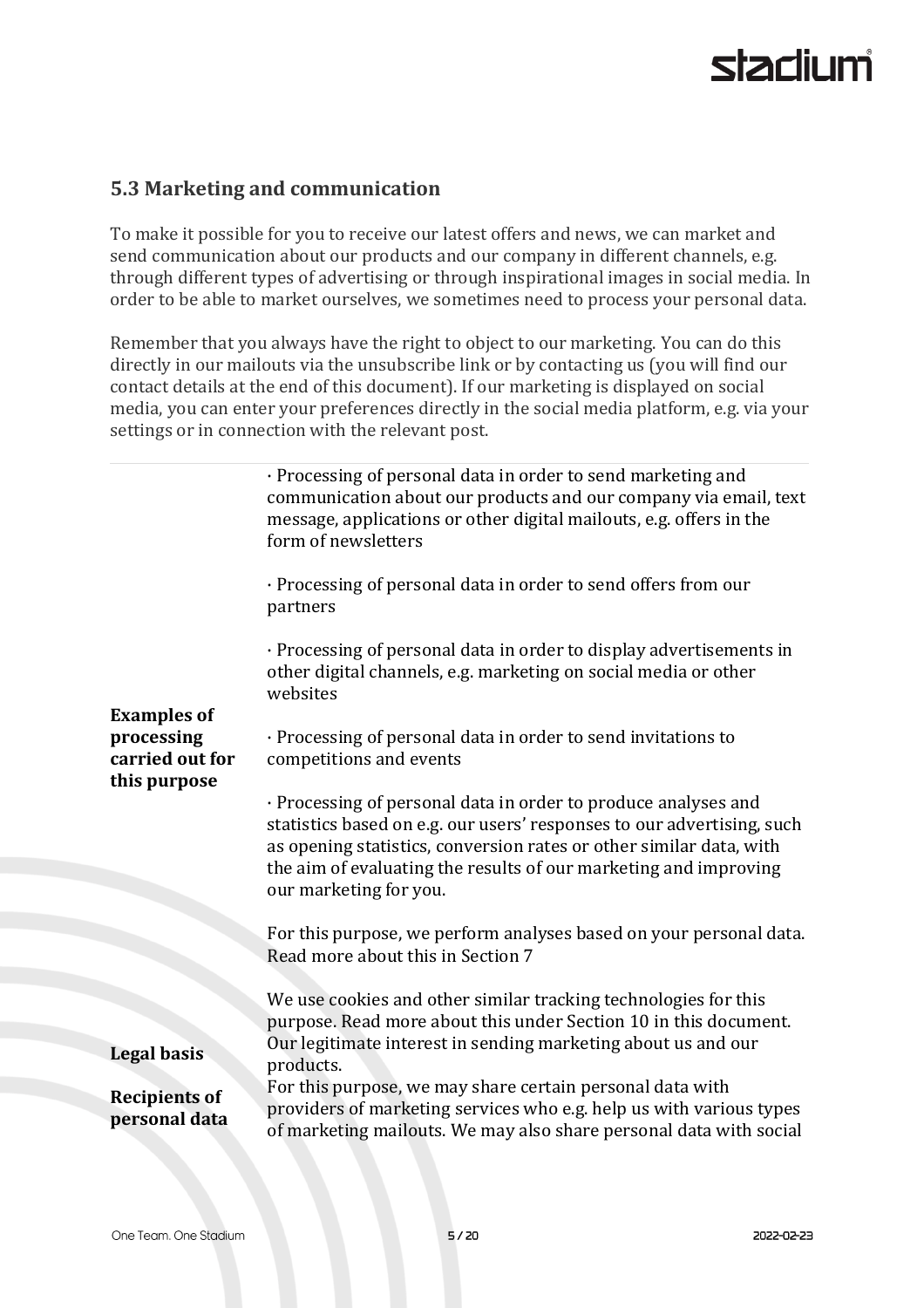## 5.3 Marketing and communication

To make it possible for you to receive our latest offers and news, we can market and send communication about our products and our company in different channels, e.g. through different types of advertising or through inspirational images in social media. In order to be able to market ourselves, we sometimes need to process your personal data.

Remember that you always have the right to object to our marketing. You can do this directly in our mailouts via the unsubscribe link or by contacting us (you will find our contact details at the end of this document). If our marketing is displayed on social media, you can enter your preferences directly in the social media platform, e.g. via your settings or in connection with the relevant post.

| | |
|---|---|
| **Examples of processing carried out for this purpose** | · Processing of personal data in order to send marketing and communication about our products and our company via email, text message, applications or other digital mailouts, e.g. offers in the form of newsletters<br><br>· Processing of personal data in order to send offers from our partners<br><br>· Processing of personal data in order to display advertisements in other digital channels, e.g. marketing on social media or other websites<br><br>· Processing of personal data in order to send invitations to competitions and events<br><br>· Processing of personal data in order to produce analyses and statistics based on e.g. our users' responses to our advertising, such as opening statistics, conversion rates or other similar data, with the aim of evaluating the results of our marketing and improving our marketing for you.<br><br>For this purpose, we perform analyses based on your personal data. Read more about this in Section 7<br><br>We use cookies and other similar tracking technologies for this purpose. Read more about this under Section 10 in this document. |
| **Legal basis** | Our legitimate interest in sending marketing about us and our products. |
| **Recipients of personal data** | For this purpose, we may share certain personal data with providers of marketing services who e.g. help us with various types of marketing mailouts. We may also share personal data with social |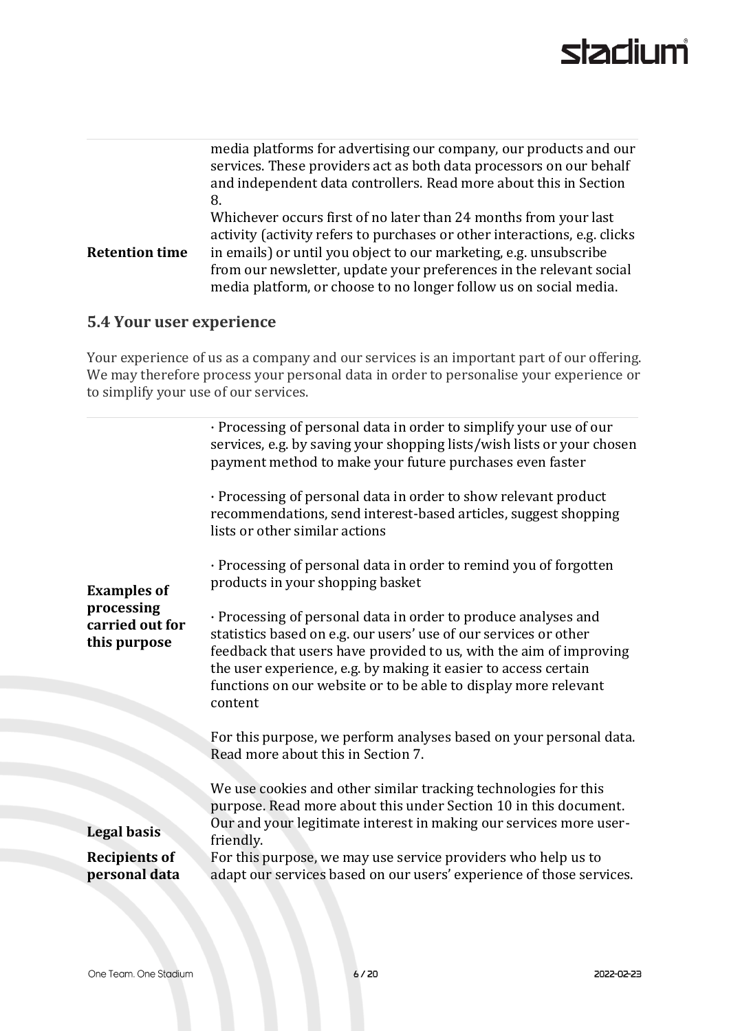| | |
|---|---|
| | media platforms for advertising our company, our products and our services. These providers act as both data processors on our behalf and independent data controllers. Read more about this in Section 8. |
| **Retention time** | Whichever occurs first of no later than 24 months from your last activity (activity refers to purchases or other interactions, e.g. clicks in emails) or until you object to our marketing, e.g. unsubscribe from our newsletter, update your preferences in the relevant social media platform, or choose to no longer follow us on social media. |

## 5.4 Your user experience

Your experience of us as a company and our services is an important part of our offering. We may therefore process your personal data in order to personalise your experience or to simplify your use of our services.

| | |
|---|---|
| **Examples of processing carried out for this purpose** | · Processing of personal data in order to simplify your use of our services, e.g. by saving your shopping lists/wish lists or your chosen payment method to make your future purchases even faster<br><br>· Processing of personal data in order to show relevant product recommendations, send interest-based articles, suggest shopping lists or other similar actions<br><br>· Processing of personal data in order to remind you of forgotten products in your shopping basket<br><br>· Processing of personal data in order to produce analyses and statistics based on e.g. our users' use of our services or other feedback that users have provided to us, with the aim of improving the user experience, e.g. by making it easier to access certain functions on our website or to be able to display more relevant content<br><br>For this purpose, we perform analyses based on your personal data. Read more about this in Section 7.<br><br>We use cookies and other similar tracking technologies for this purpose. Read more about this under Section 10 in this document. |
| **Legal basis** | Our and your legitimate interest in making our services more user-friendly. |
| **Recipients of personal data** | For this purpose, we may use service providers who help us to adapt our services based on our users' experience of those services. |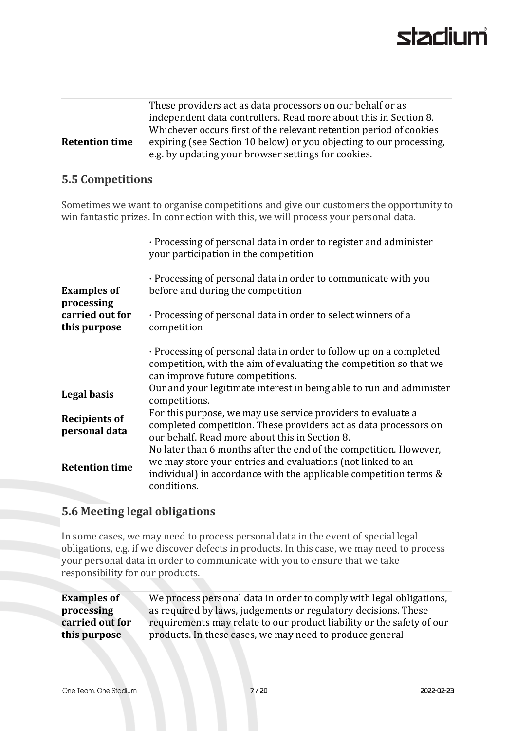| | |
|---|---|
| | These providers act as data processors on our behalf or as independent data controllers. Read more about this in Section 8. |
| **Retention time** | Whichever occurs first of the relevant retention period of cookies expiring (see Section 10 below) or you objecting to our processing, e.g. by updating your browser settings for cookies. |

## 5.5 Competitions

Sometimes we want to organise competitions and give our customers the opportunity to win fantastic prizes. In connection with this, we will process your personal data.

| | |
|---|---|
| **Examples of processing carried out for this purpose** | · Processing of personal data in order to register and administer your participation in the competition<br><br>· Processing of personal data in order to communicate with you before and during the competition<br><br>· Processing of personal data in order to select winners of a competition<br><br>· Processing of personal data in order to follow up on a completed competition, with the aim of evaluating the competition so that we can improve future competitions. |
| **Legal basis** | Our and your legitimate interest in being able to run and administer competitions. |
| **Recipients of personal data** | For this purpose, we may use service providers to evaluate a completed competition. These providers act as data processors on our behalf. Read more about this in Section 8. |
| **Retention time** | No later than 6 months after the end of the competition. However, we may store your entries and evaluations (not linked to an individual) in accordance with the applicable competition terms & conditions. |

## 5.6 Meeting legal obligations

In some cases, we may need to process personal data in the event of special legal obligations, e.g. if we discover defects in products. In this case, we may need to process your personal data in order to communicate with you to ensure that we take responsibility for our products.

| | |
|---|---|
| **Examples of processing carried out for this purpose** | We process personal data in order to comply with legal obligations, as required by laws, judgements or regulatory decisions. These requirements may relate to our product liability or the safety of our products. In these cases, we may need to produce general |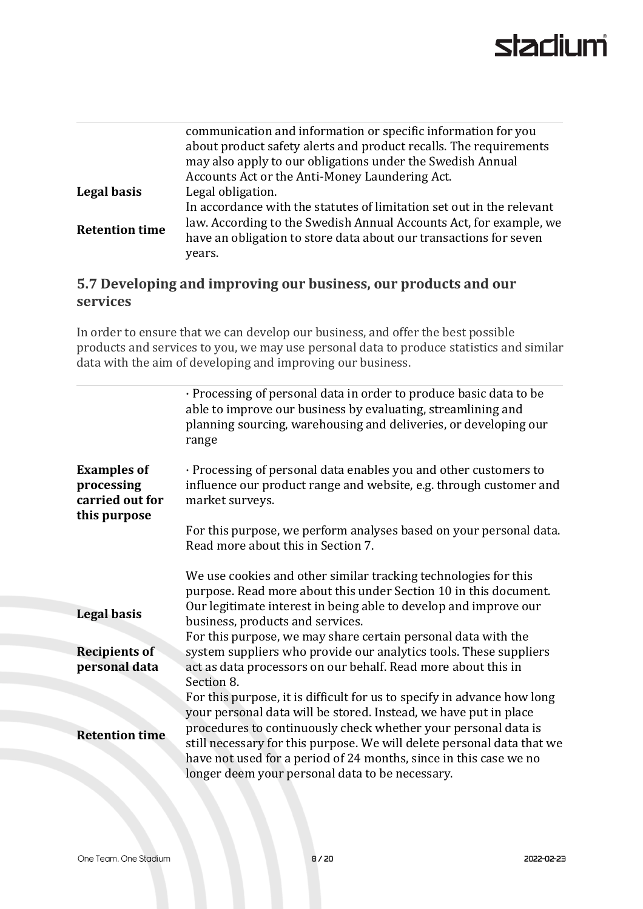| | |
|---|---|
| | communication and information or specific information for you about product safety alerts and product recalls. The requirements may also apply to our obligations under the Swedish Annual Accounts Act or the Anti-Money Laundering Act. |
| **Legal basis** | Legal obligation. |
| **Retention time** | In accordance with the statutes of limitation set out in the relevant law. According to the Swedish Annual Accounts Act, for example, we have an obligation to store data about our transactions for seven years. |

## 5.7 Developing and improving our business, our products and our services

In order to ensure that we can develop our business, and offer the best possible products and services to you, we may use personal data to produce statistics and similar data with the aim of developing and improving our business.

| | |
|---|---|
| **Examples of processing carried out for this purpose** | · Processing of personal data in order to produce basic data to be able to improve our business by evaluating, streamlining and planning sourcing, warehousing and deliveries, or developing our range<br><br>· Processing of personal data enables you and other customers to influence our product range and website, e.g. through customer and market surveys.<br><br>For this purpose, we perform analyses based on your personal data. Read more about this in Section 7.<br><br>We use cookies and other similar tracking technologies for this purpose. Read more about this under Section 10 in this document. |
| **Legal basis** | Our legitimate interest in being able to develop and improve our business, products and services. |
| **Recipients of personal data** | For this purpose, we may share certain personal data with the system suppliers who provide our analytics tools. These suppliers act as data processors on our behalf. Read more about this in Section 8. |
| **Retention time** | For this purpose, it is difficult for us to specify in advance how long your personal data will be stored. Instead, we have put in place procedures to continuously check whether your personal data is still necessary for this purpose. We will delete personal data that we have not used for a period of 24 months, since in this case we no longer deem your personal data to be necessary. |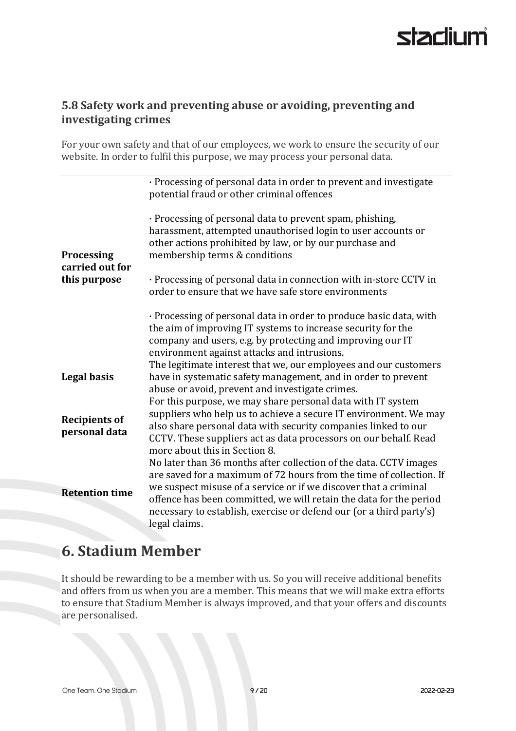### 5.8 Safety work and preventing abuse or avoiding, preventing and investigating crimes

For your own safety and that of our employees, we work to ensure the security of our website. In order to fulfil this purpose, we may process your personal data.

| | |
|---|---|
| **Processing carried out for this purpose** | · Processing of personal data in order to prevent and investigate potential fraud or other criminal offences<br><br>· Processing of personal data to prevent spam, phishing, harassment, attempted unauthorised login to user accounts or other actions prohibited by law, or by our purchase and membership terms & conditions<br><br>· Processing of personal data in connection with in-store CCTV in order to ensure that we have safe store environments<br><br>· Processing of personal data in order to produce basic data, with the aim of improving IT systems to increase security for the company and users, e.g. by protecting and improving our IT environment against attacks and intrusions. |
| **Legal basis** | The legitimate interest that we, our employees and our customers have in systematic safety management, and in order to prevent abuse or avoid, prevent and investigate crimes. |
| **Recipients of personal data** | For this purpose, we may share personal data with IT system suppliers who help us to achieve a secure IT environment. We may also share personal data with security companies linked to our CCTV. These suppliers act as data processors on our behalf. Read more about this in Section 8. |
| **Retention time** | No later than 36 months after collection of the data. CCTV images are saved for a maximum of 72 hours from the time of collection. If we suspect misuse of a service or if we discover that a criminal offence has been committed, we will retain the data for the period necessary to establish, exercise or defend our (or a third party's) legal claims. |

## 6. Stadium Member

It should be rewarding to be a member with us. So you will receive additional benefits and offers from us when you are a member. This means that we will make extra efforts to ensure that Stadium Member is always improved, and that your offers and discounts are personalised.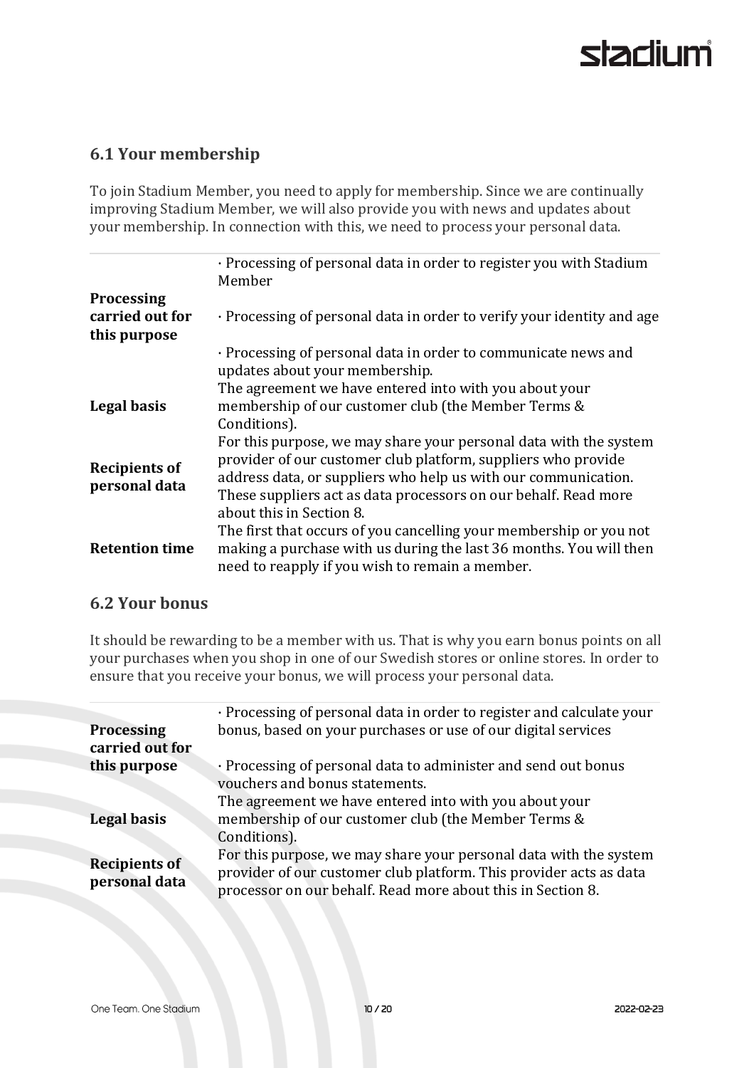## 6.1 Your membership

To join Stadium Member, you need to apply for membership. Since we are continually improving Stadium Member, we will also provide you with news and updates about your membership. In connection with this, we need to process your personal data.

| | |
|---|---|
| **Processing carried out for this purpose** | · Processing of personal data in order to register you with Stadium Member<br><br>· Processing of personal data in order to verify your identity and age<br><br>· Processing of personal data in order to communicate news and updates about your membership. |
| **Legal basis** | The agreement we have entered into with you about your membership of our customer club (the Member Terms & Conditions). |
| **Recipients of personal data** | For this purpose, we may share your personal data with the system provider of our customer club platform, suppliers who provide address data, or suppliers who help us with our communication. These suppliers act as data processors on our behalf. Read more about this in Section 8. |
| **Retention time** | The first that occurs of you cancelling your membership or you not making a purchase with us during the last 36 months. You will then need to reapply if you wish to remain a member. |

## 6.2 Your bonus

It should be rewarding to be a member with us. That is why you earn bonus points on all your purchases when you shop in one of our Swedish stores or online stores. In order to ensure that you receive your bonus, we will process your personal data.

| | |
|---|---|
| **Processing carried out for this purpose** | · Processing of personal data in order to register and calculate your bonus, based on your purchases or use of our digital services<br><br>· Processing of personal data to administer and send out bonus vouchers and bonus statements. |
| **Legal basis** | The agreement we have entered into with you about your membership of our customer club (the Member Terms & Conditions). |
| **Recipients of personal data** | For this purpose, we may share your personal data with the system provider of our customer club platform. This provider acts as data processor on our behalf. Read more about this in Section 8. |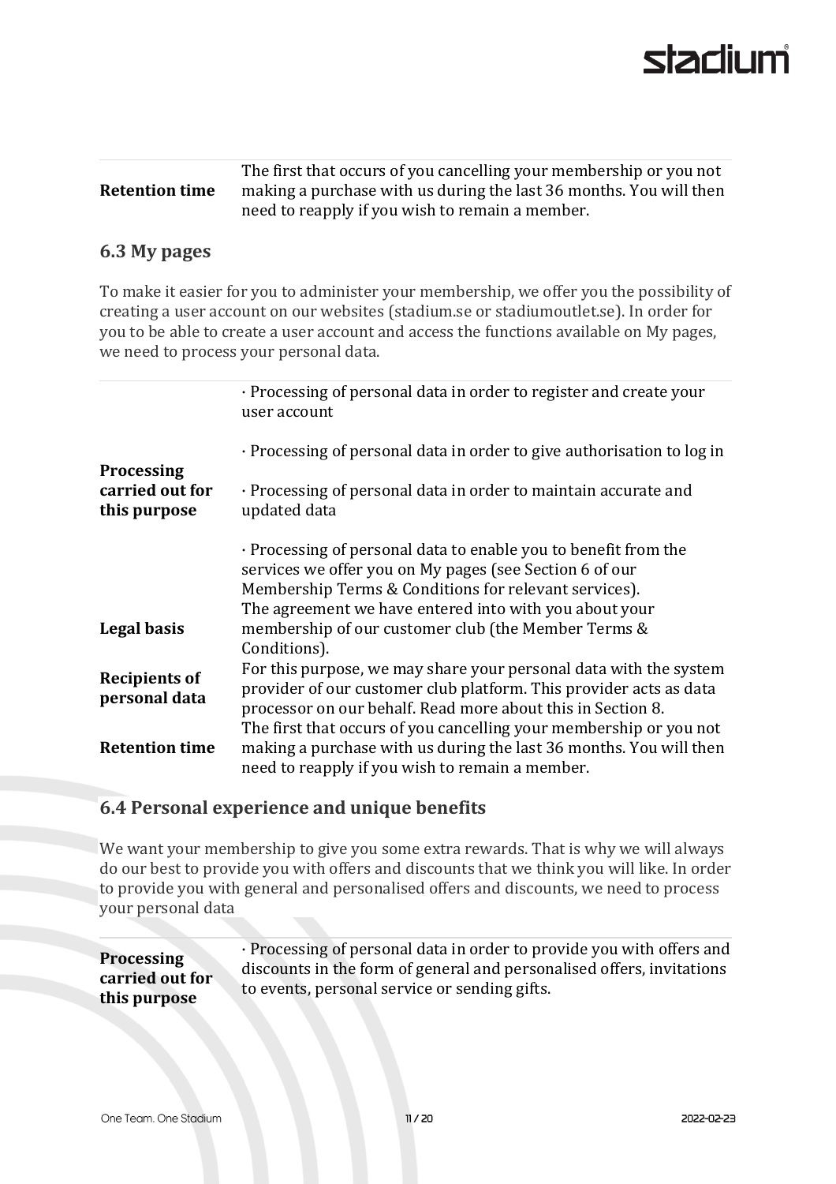| | |
|---|---|
| **Retention time** | The first that occurs of you cancelling your membership or you not making a purchase with us during the last 36 months. You will then need to reapply if you wish to remain a member. |

### 6.3 My pages

To make it easier for you to administer your membership, we offer you the possibility of creating a user account on our websites (stadium.se or stadiumoutlet.se). In order for you to be able to create a user account and access the functions available on My pages, we need to process your personal data.

| | |
|---|---|
| **Processing carried out for this purpose** | · Processing of personal data in order to register and create your user account<br><br>· Processing of personal data in order to give authorisation to log in<br><br>· Processing of personal data in order to maintain accurate and updated data<br><br>· Processing of personal data to enable you to benefit from the services we offer you on My pages (see Section 6 of our Membership Terms & Conditions for relevant services). |
| **Legal basis** | The agreement we have entered into with you about your membership of our customer club (the Member Terms & Conditions). |
| **Recipients of personal data** | For this purpose, we may share your personal data with the system provider of our customer club platform. This provider acts as data processor on our behalf. Read more about this in Section 8. |
| **Retention time** | The first that occurs of you cancelling your membership or you not making a purchase with us during the last 36 months. You will then need to reapply if you wish to remain a member. |

### 6.4 Personal experience and unique benefits

We want your membership to give you some extra rewards. That is why we will always do our best to provide you with offers and discounts that we think you will like. In order to provide you with general and personalised offers and discounts, we need to process your personal data

| | |
|---|---|
| **Processing carried out for this purpose** | · Processing of personal data in order to provide you with offers and discounts in the form of general and personalised offers, invitations to events, personal service or sending gifts. |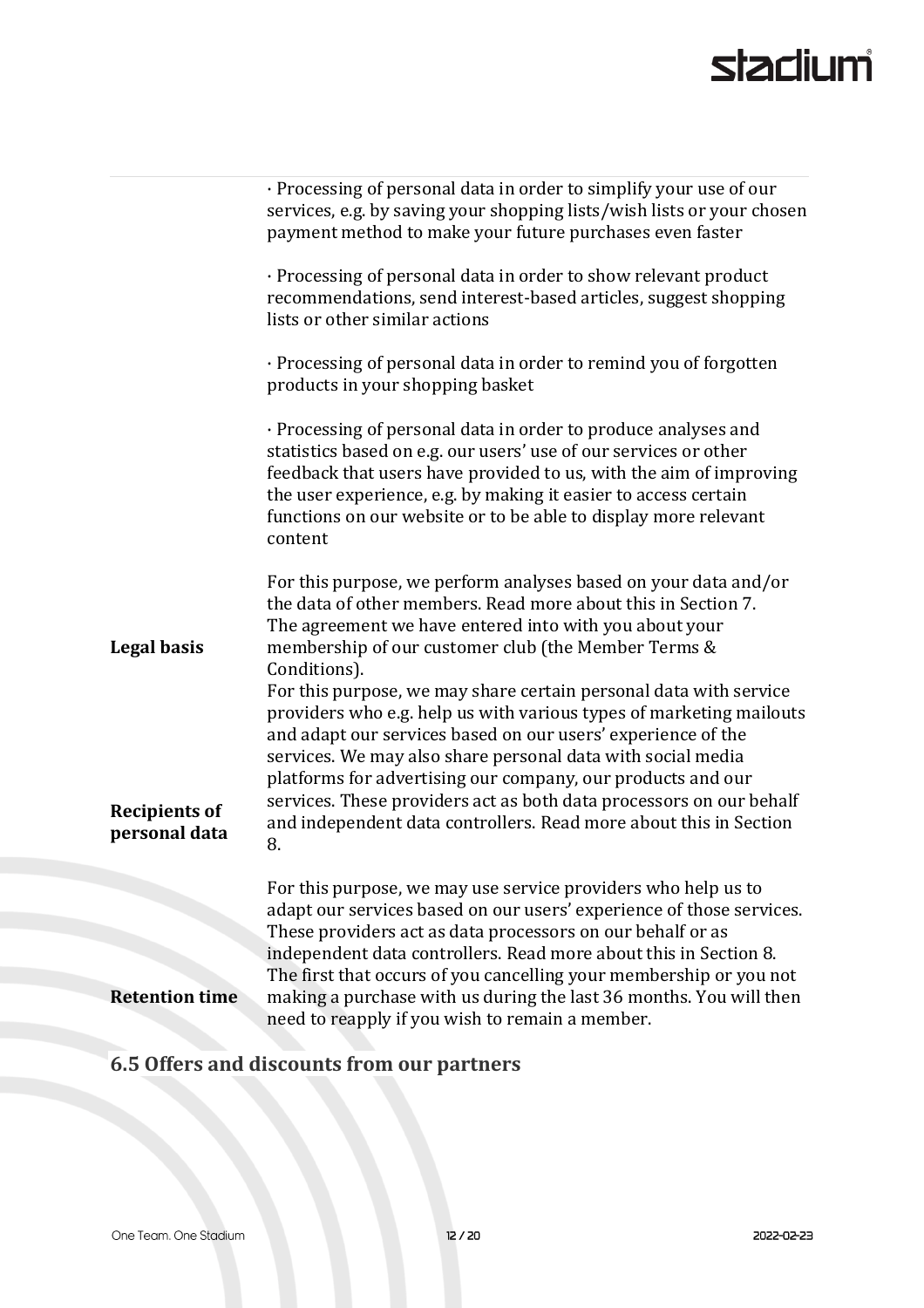| | |
|---|---|
| | · Processing of personal data in order to simplify your use of our services, e.g. by saving your shopping lists/wish lists or your chosen payment method to make your future purchases even faster<br><br>· Processing of personal data in order to show relevant product recommendations, send interest-based articles, suggest shopping lists or other similar actions<br><br>· Processing of personal data in order to remind you of forgotten products in your shopping basket<br><br>· Processing of personal data in order to produce analyses and statistics based on e.g. our users' use of our services or other feedback that users have provided to us, with the aim of improving the user experience, e.g. by making it easier to access certain functions on our website or to be able to display more relevant content<br><br>For this purpose, we perform analyses based on your data and/or the data of other members. Read more about this in Section 7. |
| **Legal basis** | The agreement we have entered into with you about your membership of our customer club (the Member Terms & Conditions). |
| **Recipients of personal data** | For this purpose, we may share certain personal data with service providers who e.g. help us with various types of marketing mailouts and adapt our services based on our users' experience of the services. We may also share personal data with social media platforms for advertising our company, our products and our services. These providers act as both data processors on our behalf and independent data controllers. Read more about this in Section 8.<br><br>For this purpose, we may use service providers who help us to adapt our services based on our users' experience of those services. These providers act as data processors on our behalf or as independent data controllers. Read more about this in Section 8. |
| **Retention time** | The first that occurs of you cancelling your membership or you not making a purchase with us during the last 36 months. You will then need to reapply if you wish to remain a member. |

## 6.5 Offers and discounts from our partners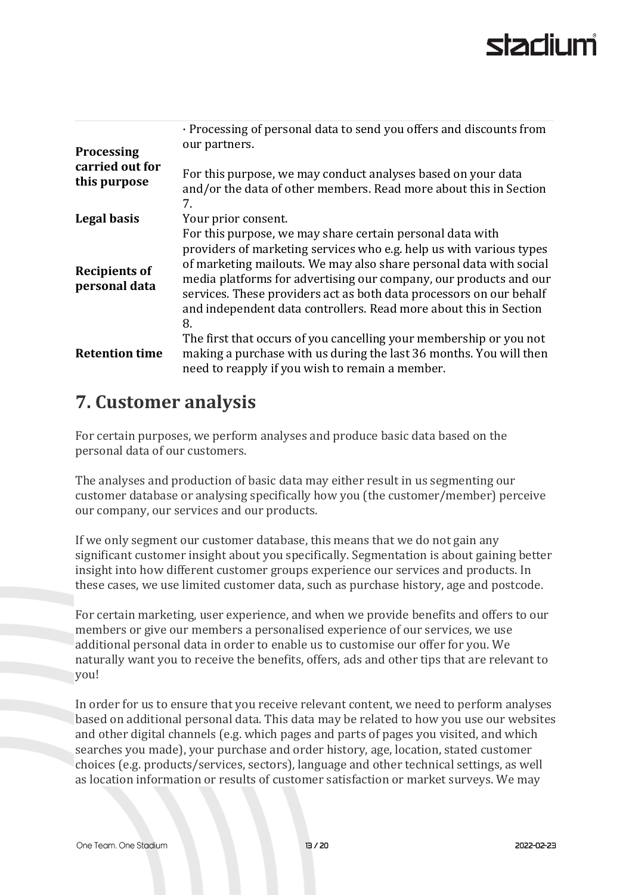| | |
|---|---|
| **Processing carried out for this purpose** | · Processing of personal data to send you offers and discounts from our partners.<br><br>For this purpose, we may conduct analyses based on your data and/or the data of other members. Read more about this in Section 7. |
| **Legal basis** | Your prior consent. |
| **Recipients of personal data** | For this purpose, we may share certain personal data with providers of marketing services who e.g. help us with various types of marketing mailouts. We may also share personal data with social media platforms for advertising our company, our products and our services. These providers act as both data processors on our behalf and independent data controllers. Read more about this in Section 8. |
| **Retention time** | The first that occurs of you cancelling your membership or you not making a purchase with us during the last 36 months. You will then need to reapply if you wish to remain a member. |

## 7. Customer analysis

For certain purposes, we perform analyses and produce basic data based on the personal data of our customers.

The analyses and production of basic data may either result in us segmenting our customer database or analysing specifically how you (the customer/member) perceive our company, our services and our products.

If we only segment our customer database, this means that we do not gain any significant customer insight about you specifically. Segmentation is about gaining better insight into how different customer groups experience our services and products. In these cases, we use limited customer data, such as purchase history, age and postcode.

For certain marketing, user experience, and when we provide benefits and offers to our members or give our members a personalised experience of our services, we use additional personal data in order to enable us to customise our offer for you. We naturally want you to receive the benefits, offers, ads and other tips that are relevant to you!

In order for us to ensure that you receive relevant content, we need to perform analyses based on additional personal data. This data may be related to how you use our websites and other digital channels (e.g. which pages and parts of pages you visited, and which searches you made), your purchase and order history, age, location, stated customer choices (e.g. products/services, sectors), language and other technical settings, as well as location information or results of customer satisfaction or market surveys. We may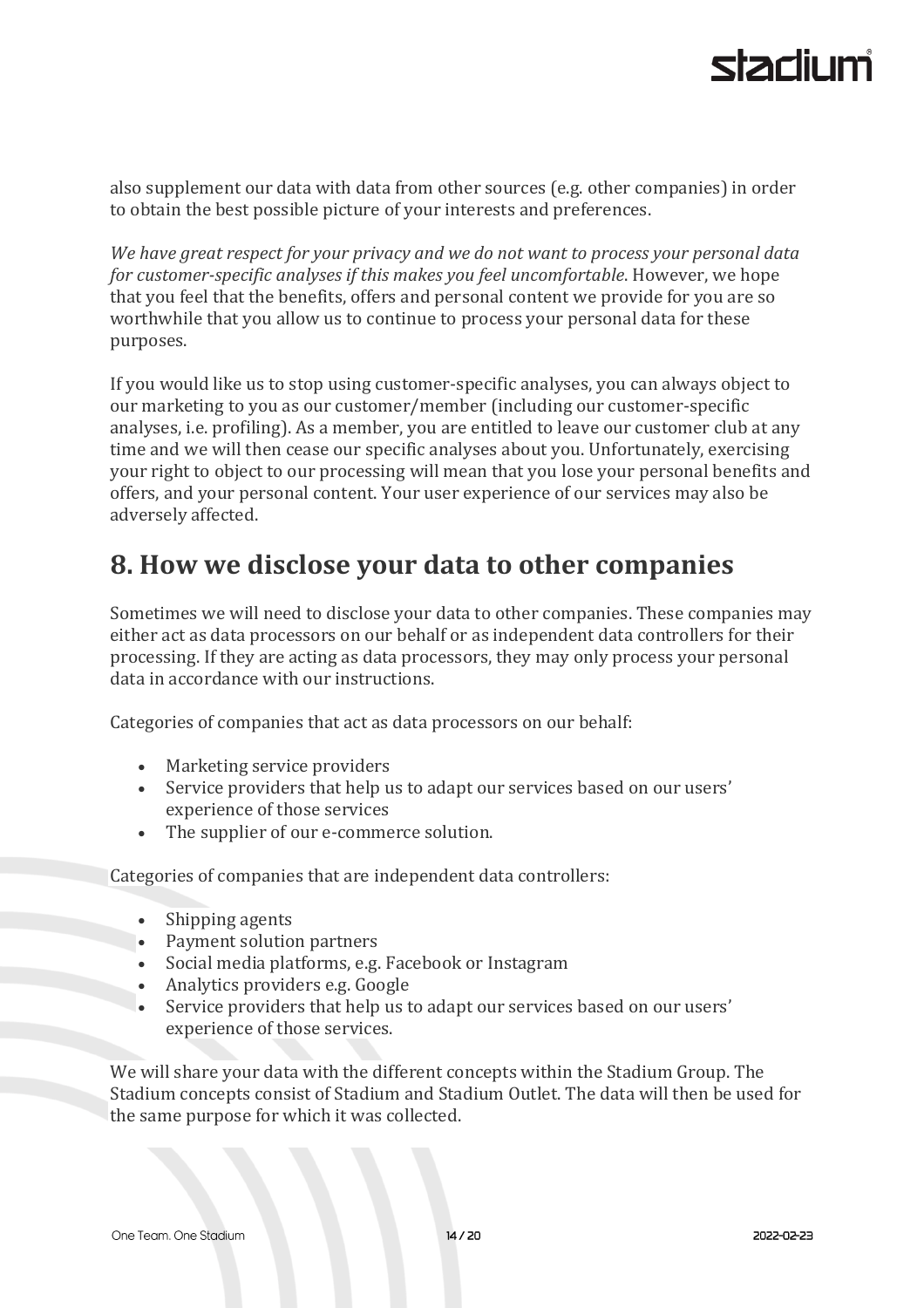also supplement our data with data from other sources (e.g. other companies) in order to obtain the best possible picture of your interests and preferences.

*We have great respect for your privacy and we do not want to process your personal data for customer-specific analyses if this makes you feel uncomfortable*. However, we hope that you feel that the benefits, offers and personal content we provide for you are so worthwhile that you allow us to continue to process your personal data for these purposes.

If you would like us to stop using customer-specific analyses, you can always object to our marketing to you as our customer/member (including our customer-specific analyses, i.e. profiling). As a member, you are entitled to leave our customer club at any time and we will then cease our specific analyses about you. Unfortunately, exercising your right to object to our processing will mean that you lose your personal benefits and offers, and your personal content. Your user experience of our services may also be adversely affected.

## 8. How we disclose your data to other companies

Sometimes we will need to disclose your data to other companies. These companies may either act as data processors on our behalf or as independent data controllers for their processing. If they are acting as data processors, they may only process your personal data in accordance with our instructions.

Categories of companies that act as data processors on our behalf:

- Marketing service providers
- Service providers that help us to adapt our services based on our users' experience of those services
- The supplier of our e-commerce solution.

Categories of companies that are independent data controllers:

- Shipping agents
- Payment solution partners
- Social media platforms, e.g. Facebook or Instagram
- Analytics providers e.g. Google
- Service providers that help us to adapt our services based on our users' experience of those services.

We will share your data with the different concepts within the Stadium Group. The Stadium concepts consist of Stadium and Stadium Outlet. The data will then be used for the same purpose for which it was collected.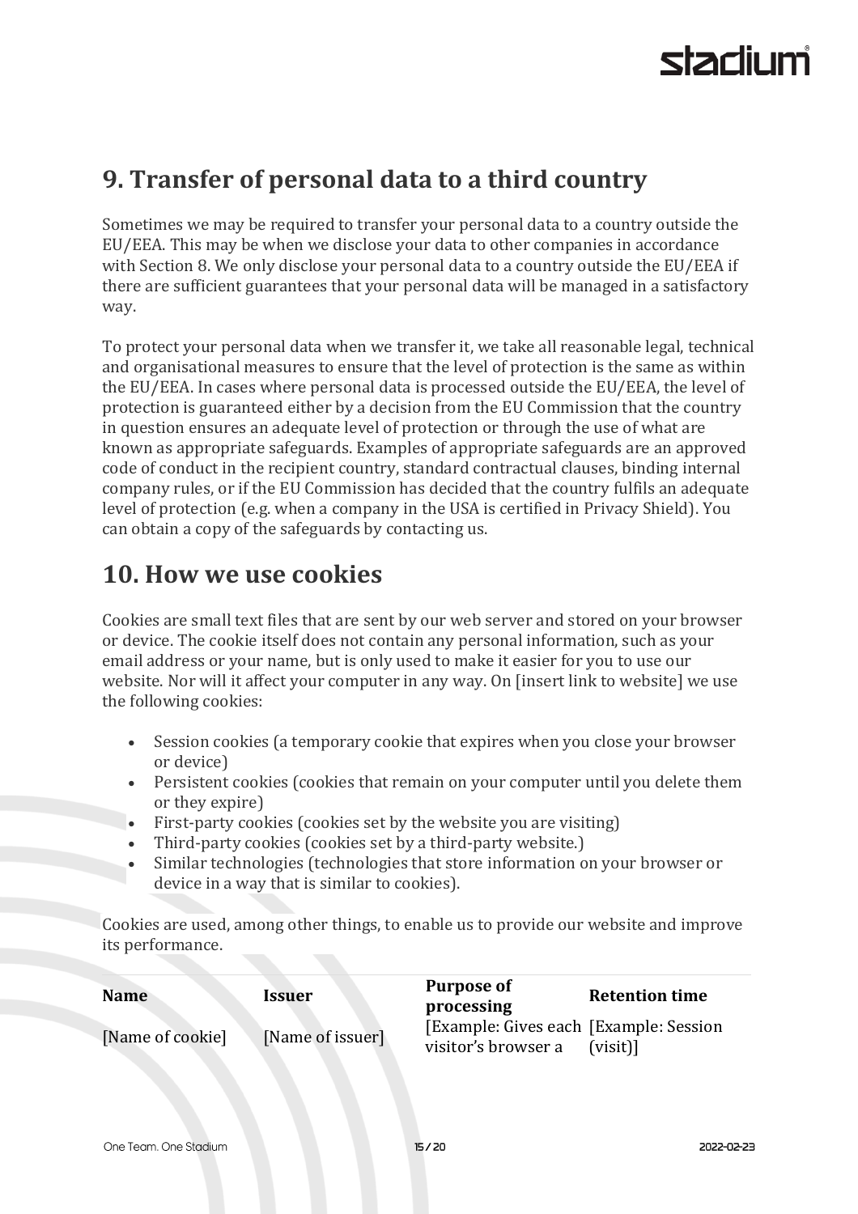# 9. Transfer of personal data to a third country

Sometimes we may be required to transfer your personal data to a country outside the EU/EEA. This may be when we disclose your data to other companies in accordance with Section 8. We only disclose your personal data to a country outside the EU/EEA if there are sufficient guarantees that your personal data will be managed in a satisfactory way.

To protect your personal data when we transfer it, we take all reasonable legal, technical and organisational measures to ensure that the level of protection is the same as within the EU/EEA. In cases where personal data is processed outside the EU/EEA, the level of protection is guaranteed either by a decision from the EU Commission that the country in question ensures an adequate level of protection or through the use of what are known as appropriate safeguards. Examples of appropriate safeguards are an approved code of conduct in the recipient country, standard contractual clauses, binding internal company rules, or if the EU Commission has decided that the country fulfils an adequate level of protection (e.g. when a company in the USA is certified in Privacy Shield). You can obtain a copy of the safeguards by contacting us.

# 10. How we use cookies

Cookies are small text files that are sent by our web server and stored on your browser or device. The cookie itself does not contain any personal information, such as your email address or your name, but is only used to make it easier for you to use our website. Nor will it affect your computer in any way. On [insert link to website] we use the following cookies:

- Session cookies (a temporary cookie that expires when you close your browser or device)
- Persistent cookies (cookies that remain on your computer until you delete them or they expire)
- First-party cookies (cookies set by the website you are visiting)
- Third-party cookies (cookies set by a third-party website.)
- Similar technologies (technologies that store information on your browser or device in a way that is similar to cookies).

Cookies are used, among other things, to enable us to provide our website and improve its performance.

| Name | Issuer | Purpose of processing | Retention time |
|---|---|---|---|
| [Name of cookie] | [Name of issuer] | [Example: Gives each visitor's browser a | [Example: Session (visit)] |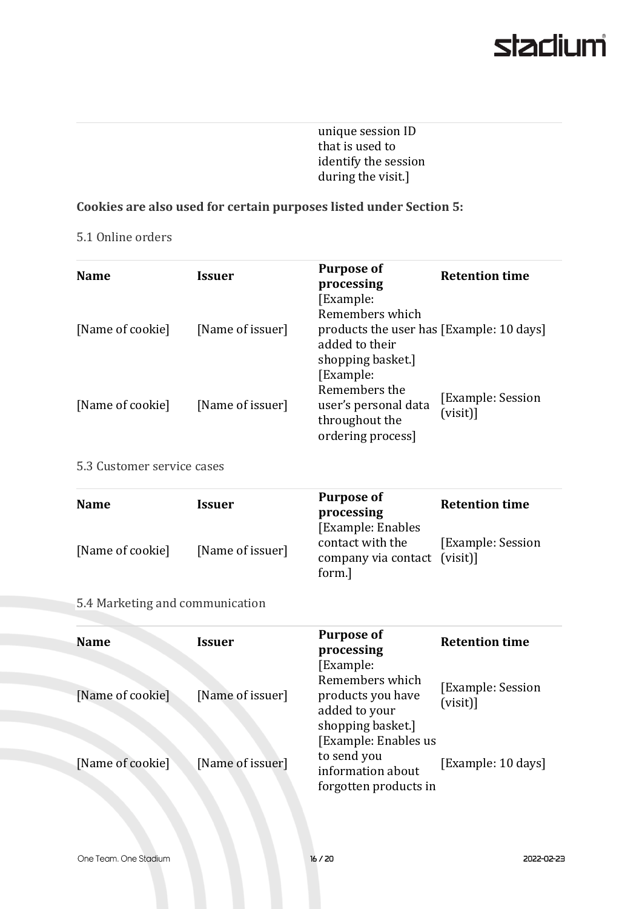| | | unique session ID that is used to identify the session during the visit.] | |
|---|---|---|---|

**Cookies are also used for certain purposes listed under Section 5:**

5.1 Online orders

| Name | Issuer | Purpose of processing | Retention time |
|---|---|---|---|
| [Name of cookie] | [Name of issuer] | [Example: Remembers which products the user has added to their shopping basket.] | [Example: 10 days] |
| [Name of cookie] | [Name of issuer] | [Example: Remembers the user's personal data throughout the ordering process] | [Example: Session (visit)] |

5.3 Customer service cases

| Name | Issuer | Purpose of processing | Retention time |
|---|---|---|---|
| [Name of cookie] | [Name of issuer] | [Example: Enables contact with the company via contact form.] | [Example: Session (visit)] |

5.4 Marketing and communication

| Name | Issuer | Purpose of processing | Retention time |
|---|---|---|---|
| [Name of cookie] | [Name of issuer] | [Example: Remembers which products you have added to your shopping basket.] | [Example: Session (visit)] |
| [Name of cookie] | [Name of issuer] | [Example: Enables us to send you information about forgotten products in | [Example: 10 days] |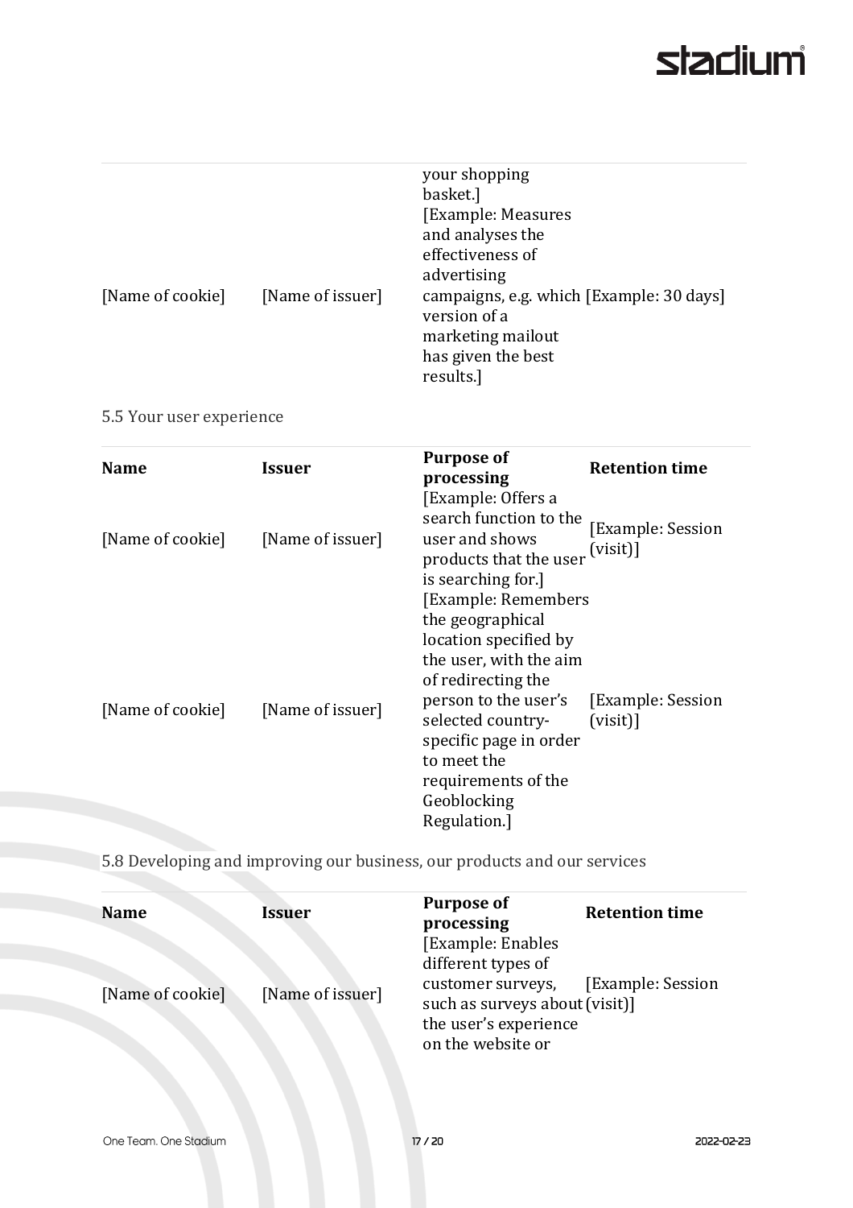| | | | |
|---|---|---|---|
| [Name of cookie] | [Name of issuer] | your shopping basket.] [Example: Measures and analyses the effectiveness of advertising campaigns, e.g. which version of a marketing mailout has given the best results.] | [Example: 30 days] |

5.5 Your user experience

| Name | Issuer | Purpose of processing | Retention time |
|---|---|---|---|
| [Name of cookie] | [Name of issuer] | [Example: Offers a search function to the user and shows products that the user is searching for.] | [Example: Session (visit)] |
| [Name of cookie] | [Name of issuer] | [Example: Remembers the geographical location specified by the user, with the aim of redirecting the person to the user's selected country-specific page in order to meet the requirements of the Geoblocking Regulation.] | [Example: Session (visit)] |

5.8 Developing and improving our business, our products and our services

| Name | Issuer | Purpose of processing | Retention time |
|---|---|---|---|
| [Name of cookie] | [Name of issuer] | [Example: Enables different types of customer surveys, such as surveys about the user's experience on the website or | [Example: Session (visit)] |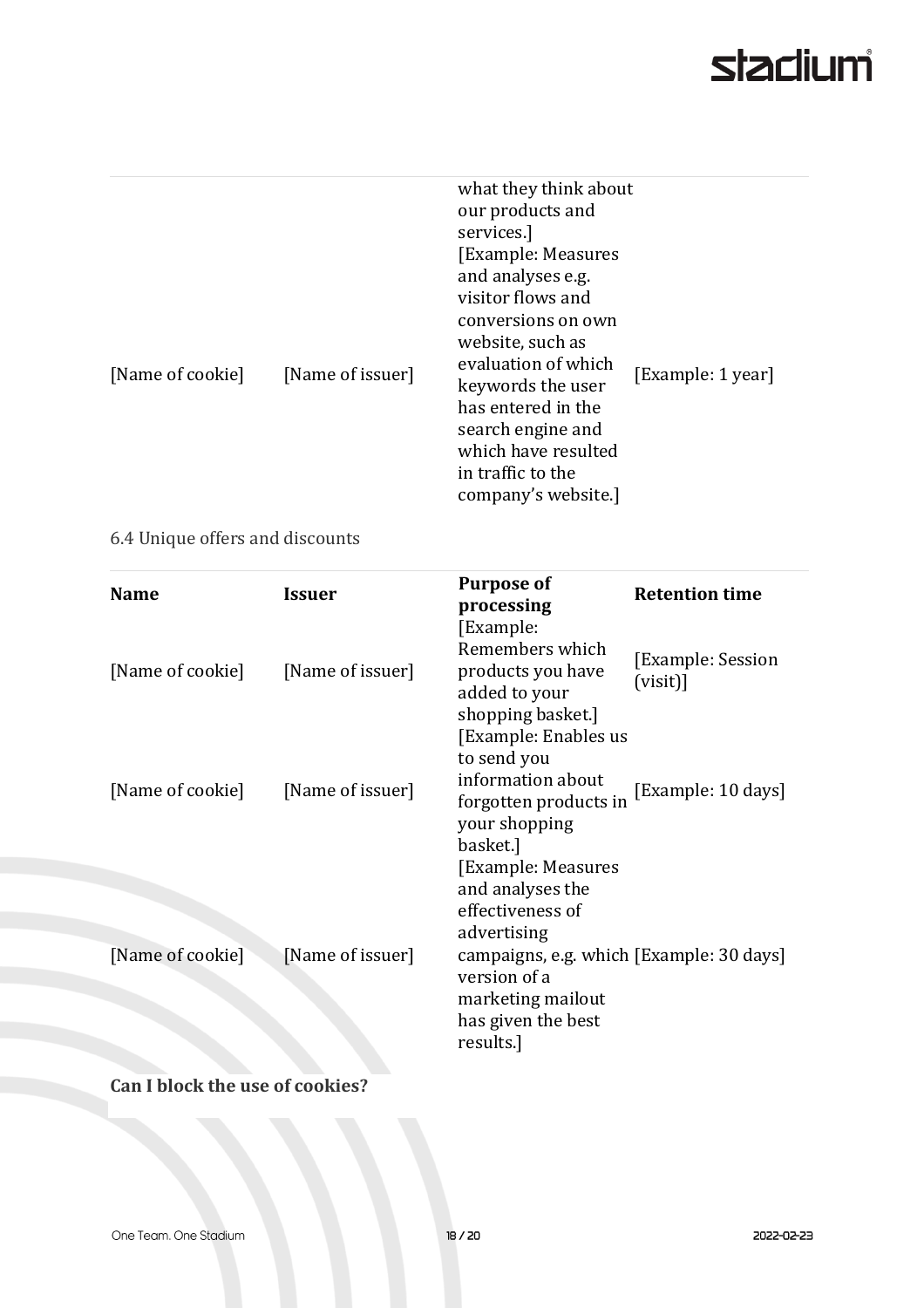| | | | |
|---|---|---|---|
| [Name of cookie] | [Name of issuer] | what they think about our products and services.] [Example: Measures and analyses e.g. visitor flows and conversions on own website, such as evaluation of which keywords the user has entered in the search engine and which have resulted in traffic to the company's website.] | [Example: 1 year] |

6.4 Unique offers and discounts

| **Name** | **Issuer** | **Purpose of processing** | **Retention time** |
|---|---|---|---|
| [Name of cookie] | [Name of issuer] | [Example: Remembers which products you have added to your shopping basket.] | [Example: Session (visit)] |
| [Name of cookie] | [Name of issuer] | [Example: Enables us to send you information about forgotten products in your shopping basket.] | [Example: 10 days] |
| [Name of cookie] | [Name of issuer] | [Example: Measures and analyses the effectiveness of advertising campaigns, e.g. which version of a marketing mailout has given the best results.] | [Example: 30 days] |

**Can I block the use of cookies?**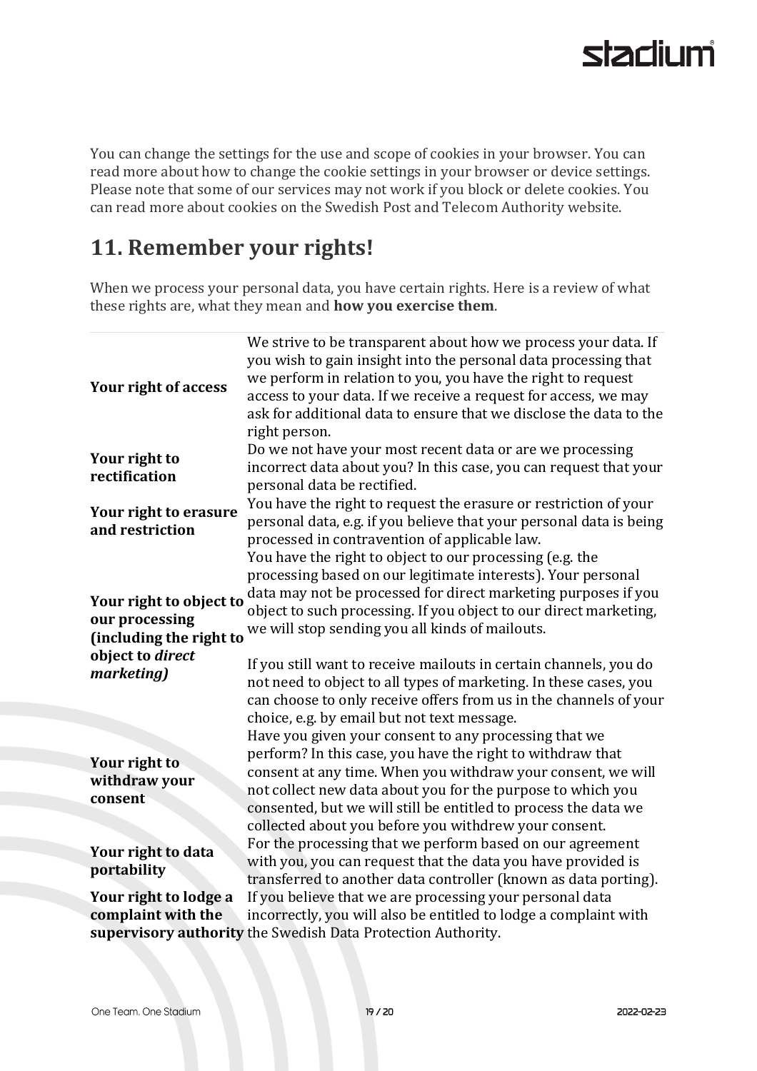You can change the settings for the use and scope of cookies in your browser. You can read more about how to change the cookie settings in your browser or device settings. Please note that some of our services may not work if you block or delete cookies. You can read more about cookies on the Swedish Post and Telecom Authority website.

## 11. Remember your rights!

When we process your personal data, you have certain rights. Here is a review of what these rights are, what they mean and **how you exercise them**.

| | |
|---|---|
| **Your right of access** | We strive to be transparent about how we process your data. If you wish to gain insight into the personal data processing that we perform in relation to you, you have the right to request access to your data. If we receive a request for access, we may ask for additional data to ensure that we disclose the data to the right person. |
| **Your right to rectification** | Do we not have your most recent data or are we processing incorrect data about you? In this case, you can request that your personal data be rectified. |
| **Your right to erasure and restriction** | You have the right to request the erasure or restriction of your personal data, e.g. if you believe that your personal data is being processed in contravention of applicable law. |
| **Your right to object to our processing (including the right to object to *direct marketing*)** | You have the right to object to our processing (e.g. the processing based on our legitimate interests). Your personal data may not be processed for direct marketing purposes if you object to such processing. If you object to our direct marketing, we will stop sending you all kinds of mailouts.<br><br>If you still want to receive mailouts in certain channels, you do not need to object to all types of marketing. In these cases, you can choose to only receive offers from us in the channels of your choice, e.g. by email but not text message. |
| **Your right to withdraw your consent** | Have you given your consent to any processing that we perform? In this case, you have the right to withdraw that consent at any time. When you withdraw your consent, we will not collect new data about you for the purpose to which you consented, but we will still be entitled to process the data we collected about you before you withdrew your consent. |
| **Your right to data portability** | For the processing that we perform based on our agreement with you, you can request that the data you have provided is transferred to another data controller (known as data porting). |
| **Your right to lodge a complaint with the supervisory authority** | If you believe that we are processing your personal data incorrectly, you will also be entitled to lodge a complaint with the Swedish Data Protection Authority. |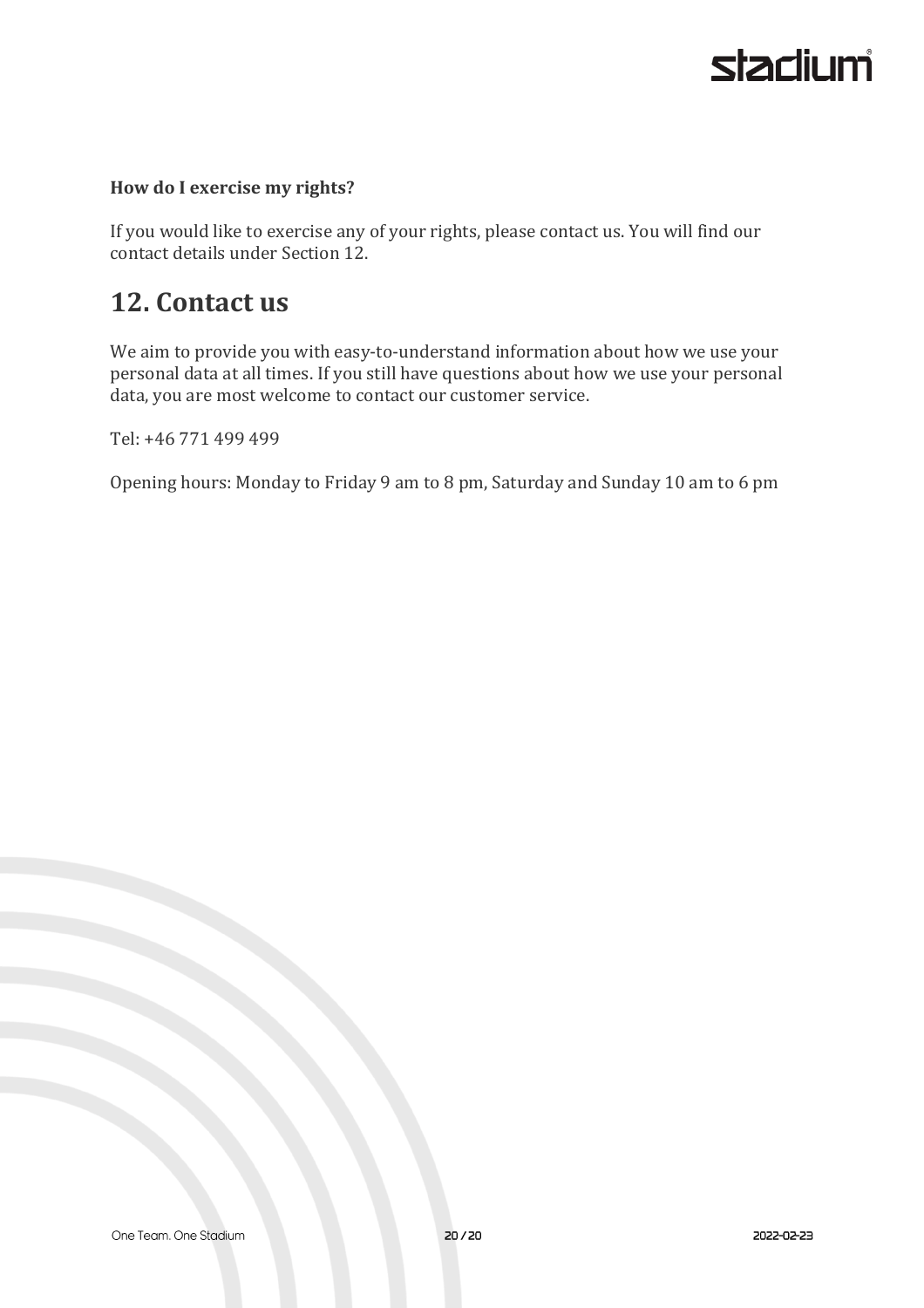**How do I exercise my rights?**

If you would like to exercise any of your rights, please contact us. You will find our contact details under Section 12.

## 12. Contact us

We aim to provide you with easy-to-understand information about how we use your personal data at all times. If you still have questions about how we use your personal data, you are most welcome to contact our customer service.

Tel: +46 771 499 499

Opening hours: Monday to Friday 9 am to 8 pm, Saturday and Sunday 10 am to 6 pm